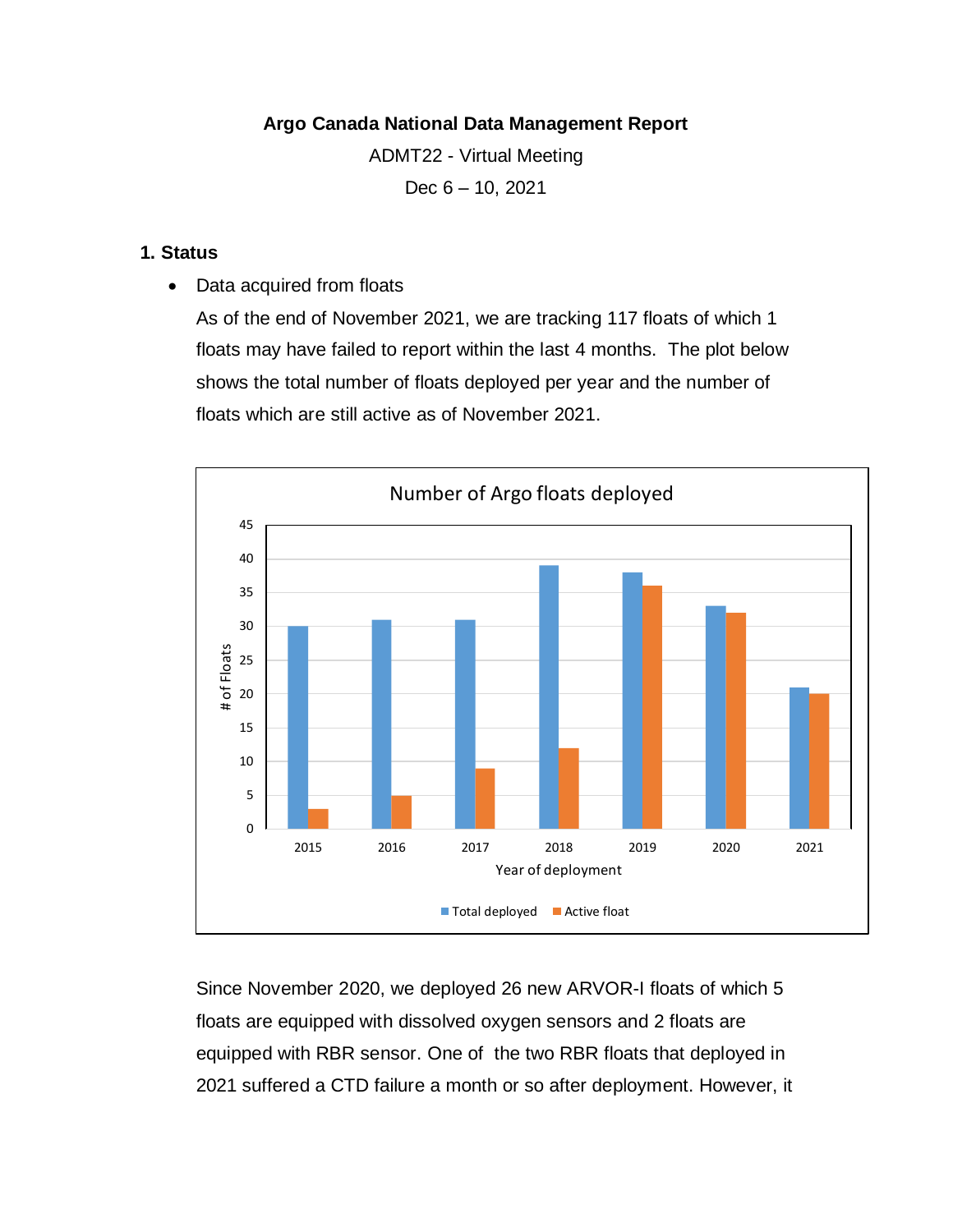**Argo Canada National Data Management Report**

ADMT22 - Virtual Meeting

Dec 6 – 10, 2021

## 1. Status

- Data acquired from floats

  As of the end of November 2021, we are tracking 117 floats of which 1 floats may have failed to report within the last 4 months. The plot below shows the total number of floats deployed per year and the number of floats which are still active as of November 2021.

**Number of Argo floats deployed**

| Year of deployment | Total deployed | Active float |
| --- | --- | --- |
| 2015 | 30 | 3 |
| 2016 | 31 | 5 |
| 2017 | 31 | 9 |
| 2018 | 39 | 12 |
| 2019 | 38 | 36 |
| 2020 | 33 | 32 |
| 2021 | 21 | 20 |

Since November 2020, we deployed 26 new ARVOR-I floats of which 5 floats are equipped with dissolved oxygen sensors and 2 floats are equipped with RBR sensor. One of the two RBR floats that deployed in 2021 suffered a CTD failure a month or so after deployment. However, it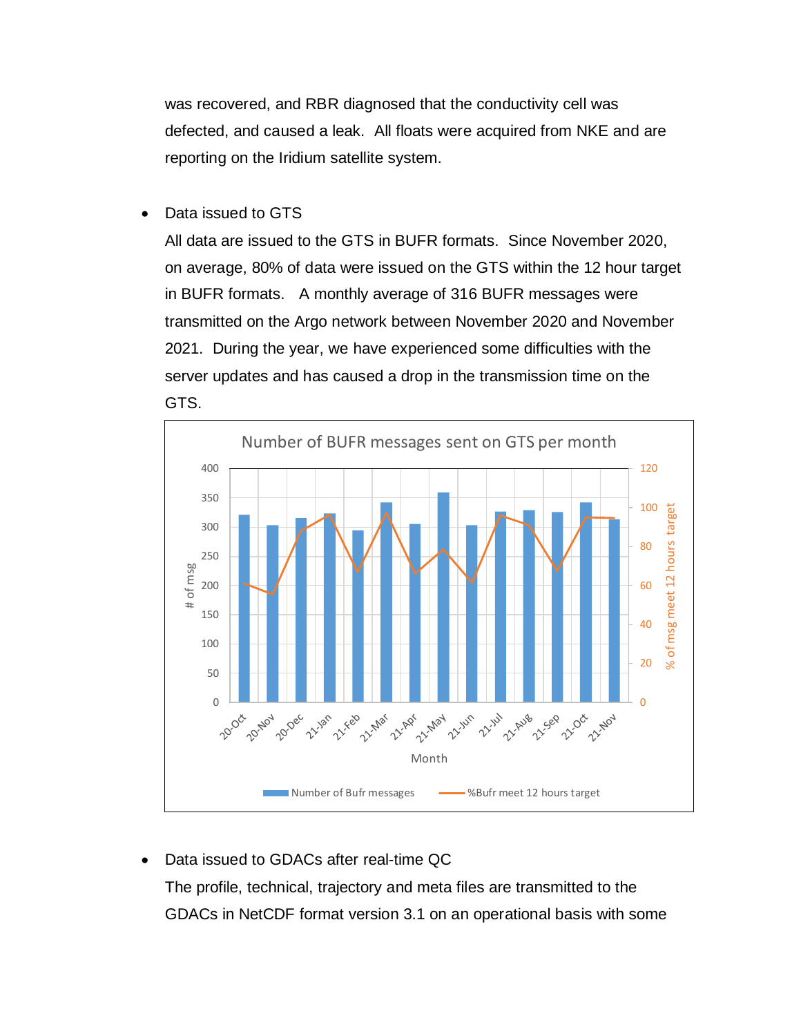was recovered, and RBR diagnosed that the conductivity cell was defected, and caused a leak. All floats were acquired from NKE and are reporting on the Iridium satellite system.

- Data issued to GTS

  All data are issued to the GTS in BUFR formats. Since November 2020, on average, 80% of data were issued on the GTS within the 12 hour target in BUFR formats. A monthly average of 316 BUFR messages were transmitted on the Argo network between November 2020 and November 2021. During the year, we have experienced some difficulties with the server updates and has caused a drop in the transmission time on the GTS.

- Data issued to GDACs after real-time QC

  The profile, technical, trajectory and meta files are transmitted to the GDACs in NetCDF format version 3.1 on an operational basis with some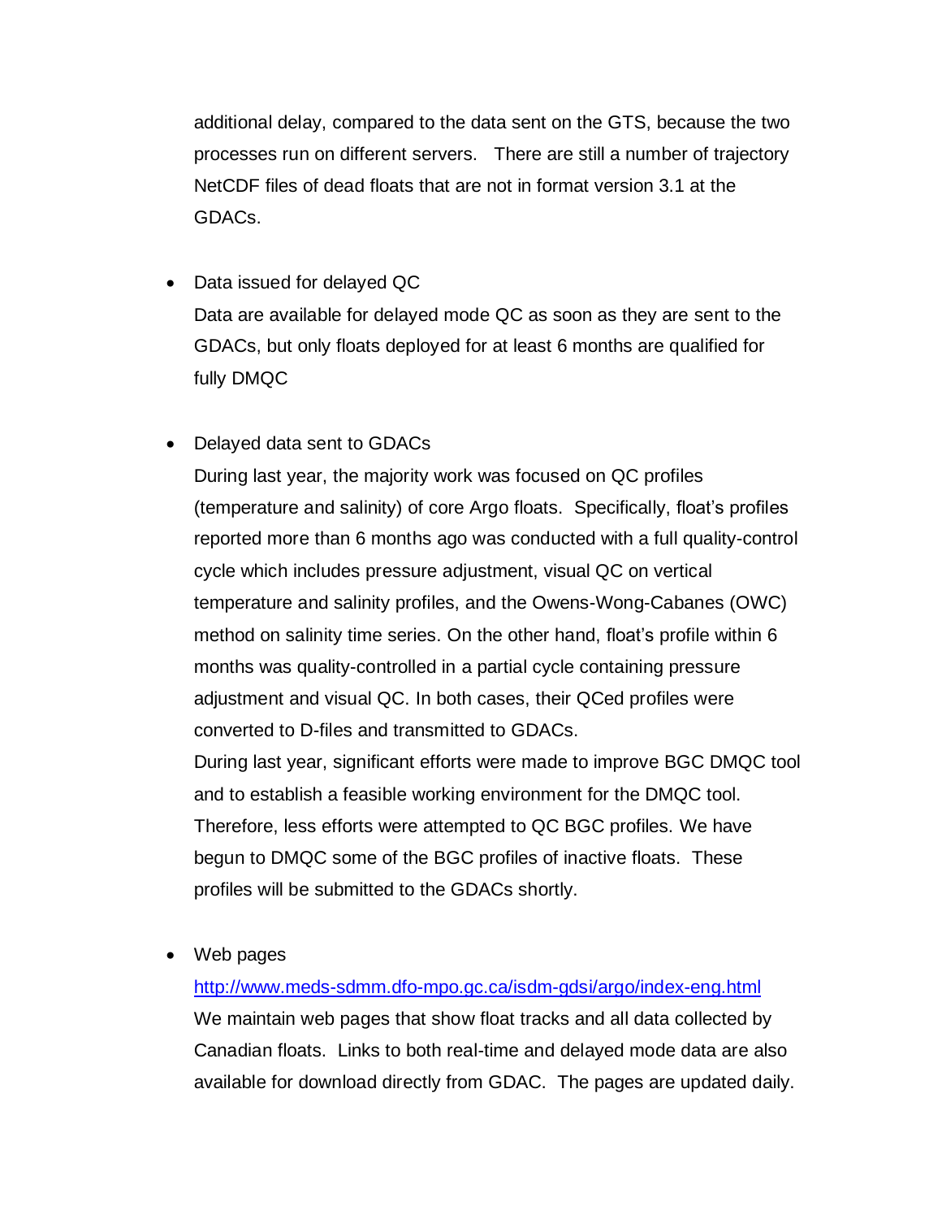additional delay, compared to the data sent on the GTS, because the two processes run on different servers. There are still a number of trajectory NetCDF files of dead floats that are not in format version 3.1 at the GDACs.

- Data issued for delayed QC

  Data are available for delayed mode QC as soon as they are sent to the GDACs, but only floats deployed for at least 6 months are qualified for fully DMQC

- Delayed data sent to GDACs

  During last year, the majority work was focused on QC profiles (temperature and salinity) of core Argo floats. Specifically, float's profiles reported more than 6 months ago was conducted with a full quality-control cycle which includes pressure adjustment, visual QC on vertical temperature and salinity profiles, and the Owens-Wong-Cabanes (OWC) method on salinity time series. On the other hand, float's profile within 6 months was quality-controlled in a partial cycle containing pressure adjustment and visual QC. In both cases, their QCed profiles were converted to D-files and transmitted to GDACs.

  During last year, significant efforts were made to improve BGC DMQC tool and to establish a feasible working environment for the DMQC tool. Therefore, less efforts were attempted to QC BGC profiles. We have begun to DMQC some of the BGC profiles of inactive floats. These profiles will be submitted to the GDACs shortly.

- Web pages

  [http://www.meds-sdmm.dfo-mpo.gc.ca/isdm-gdsi/argo/index-eng.html](http://www.meds-sdmm.dfo-mpo.gc.ca/isdm-gdsi/argo/index-eng.html)

  We maintain web pages that show float tracks and all data collected by Canadian floats. Links to both real-time and delayed mode data are also available for download directly from GDAC. The pages are updated daily.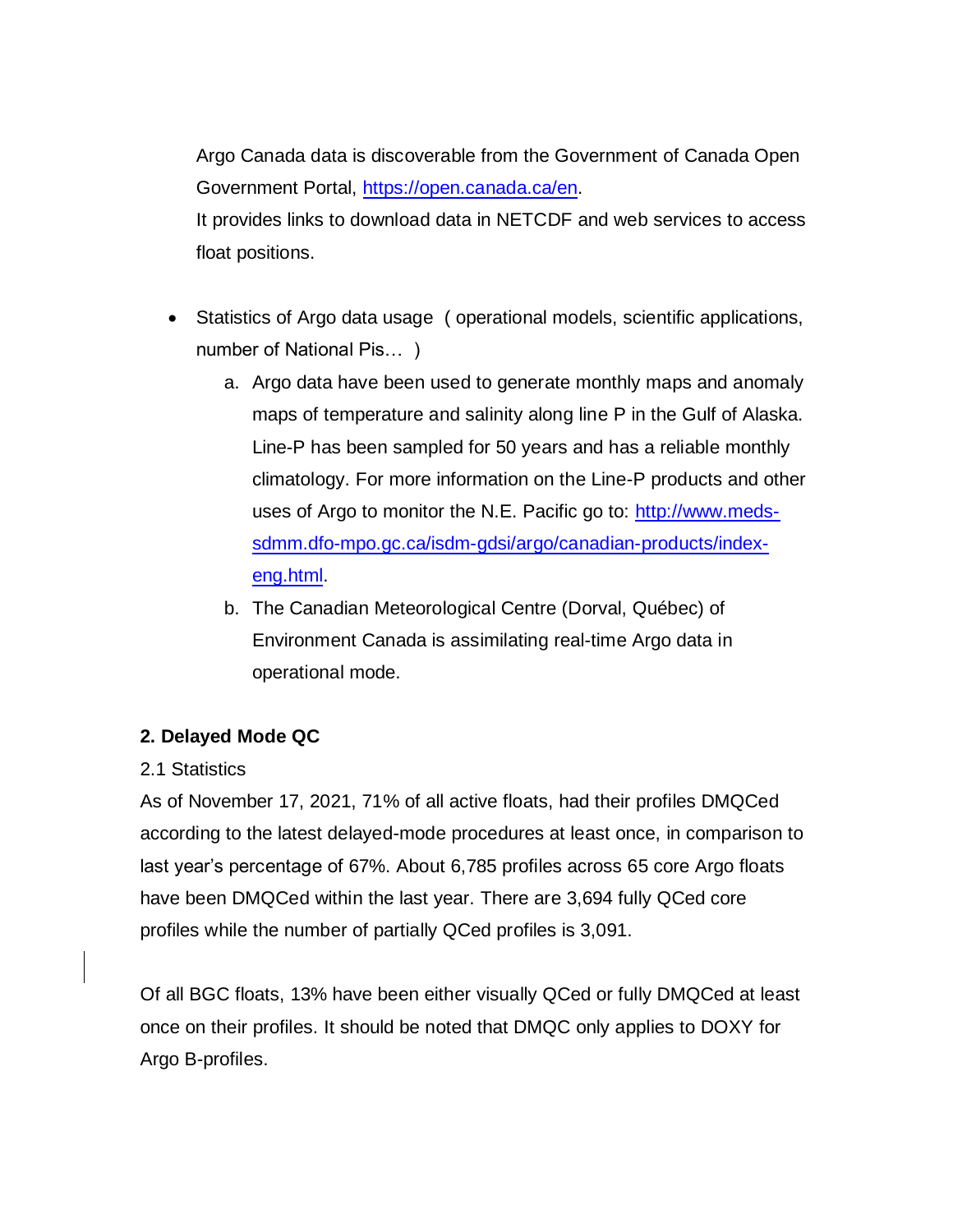Argo Canada data is discoverable from the Government of Canada Open Government Portal, [https://open.canada.ca/en](https://open.canada.ca/en).
It provides links to download data in NETCDF and web services to access float positions.

- Statistics of Argo data usage ( operational models, scientific applications, number of National Pis… )
    a. Argo data have been used to generate monthly maps and anomaly maps of temperature and salinity along line P in the Gulf of Alaska. Line-P has been sampled for 50 years and has a reliable monthly climatology. For more information on the Line-P products and other uses of Argo to monitor the N.E. Pacific go to: [http://www.meds-sdmm.dfo-mpo.gc.ca/isdm-gdsi/argo/canadian-products/index-eng.html](http://www.meds-sdmm.dfo-mpo.gc.ca/isdm-gdsi/argo/canadian-products/index-eng.html).
    b. The Canadian Meteorological Centre (Dorval, Québec) of Environment Canada is assimilating real-time Argo data in operational mode.

**2. Delayed Mode QC**

2.1 Statistics

As of November 17, 2021, 71% of all active floats, had their profiles DMQCed according to the latest delayed-mode procedures at least once, in comparison to last year's percentage of 67%. About 6,785 profiles across 65 core Argo floats have been DMQCed within the last year. There are 3,694 fully QCed core profiles while the number of partially QCed profiles is 3,091.

Of all BGC floats, 13% have been either visually QCed or fully DMQCed at least once on their profiles. It should be noted that DMQC only applies to DOXY for Argo B-profiles.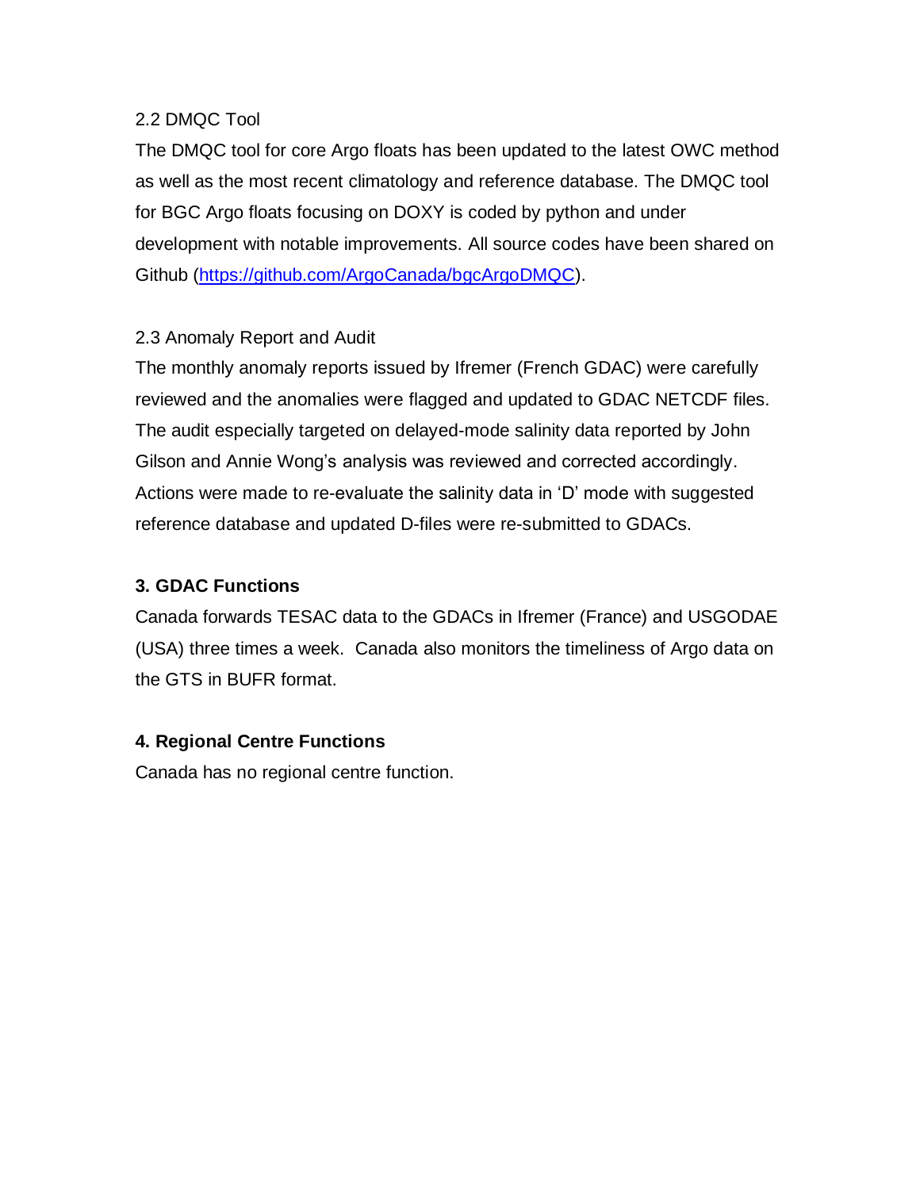2.2 DMQC Tool

The DMQC tool for core Argo floats has been updated to the latest OWC method as well as the most recent climatology and reference database. The DMQC tool for BGC Argo floats focusing on DOXY is coded by python and under development with notable improvements. All source codes have been shared on Github (https://github.com/ArgoCanada/bgcArgoDMQC).

2.3 Anomaly Report and Audit

The monthly anomaly reports issued by Ifremer (French GDAC) were carefully reviewed and the anomalies were flagged and updated to GDAC NETCDF files. The audit especially targeted on delayed-mode salinity data reported by John Gilson and Annie Wong's analysis was reviewed and corrected accordingly. Actions were made to re-evaluate the salinity data in 'D' mode with suggested reference database and updated D-files were re-submitted to GDACs.

## 3. GDAC Functions

Canada forwards TESAC data to the GDACs in Ifremer (France) and USGODAE (USA) three times a week. Canada also monitors the timeliness of Argo data on the GTS in BUFR format.

## 4. Regional Centre Functions

Canada has no regional centre function.